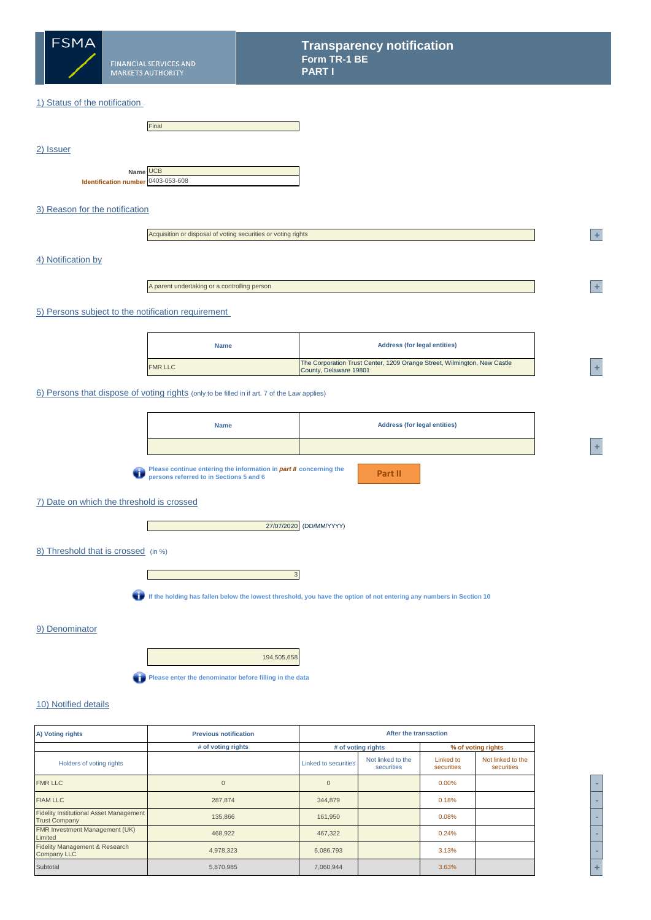FSMA

FINANCIAL SERVICES AND MARKETS AUTHORITY

# Transparency notification
**Form TR-1 BE**
**PART I**

## 1) Status of the notification

Final

## 2) Issuer

**Name** UCB
**Identification number** 0403-053-608

## 3) Reason for the notification

Acquisition or disposal of voting securities or voting rights

## 4) Notification by

A parent undertaking or a controlling person

## 5) Persons subject to the notification requirement

| Name | Address (for legal entities) |
|---|---|
| FMR LLC | The Corporation Trust Center, 1209 Orange Street, Wilmington, New Castle County, Delaware 19801 |

## 6) Persons that dispose of voting rights (only to be filled in if art. 7 of the Law applies)

| Name | Address (for legal entities) |
|---|---|
| | |

Please continue entering the information in *part II* concerning the persons referred to in Sections 5 and 6

Part II

## 7) Date on which the threshold is crossed

27/07/2020 (DD/MM/YYYY)

## 8) Threshold that is crossed (in %)

3

If the holding has fallen below the lowest threshold, you have the option of not entering any numbers in Section 10

## 9) Denominator

194,505,658

Please enter the denominator before filling in the data

## 10) Notified details

| A) Voting rights | Previous notification | After the transaction | | | |
|---|---|---|---|---|---|
| | # of voting rights | # of voting rights | | % of voting rights | |
| Holders of voting rights | | Linked to securities | Not linked to the securities | Linked to securities | Not linked to the securities |
| FMR LLC | 0 | 0 | | 0.00% | |
| FIAM LLC | 287,874 | 344,879 | | 0.18% | |
| Fidelity Institutional Asset Management Trust Company | 135,866 | 161,950 | | 0.08% | |
| FMR Investment Management (UK) Limited | 468,922 | 467,322 | | 0.24% | |
| Fidelity Management & Research Company LLC | 4,978,323 | 6,086,793 | | 3.13% | |
| Subtotal | 5,870,985 | 7,060,944 | | 3.63% | |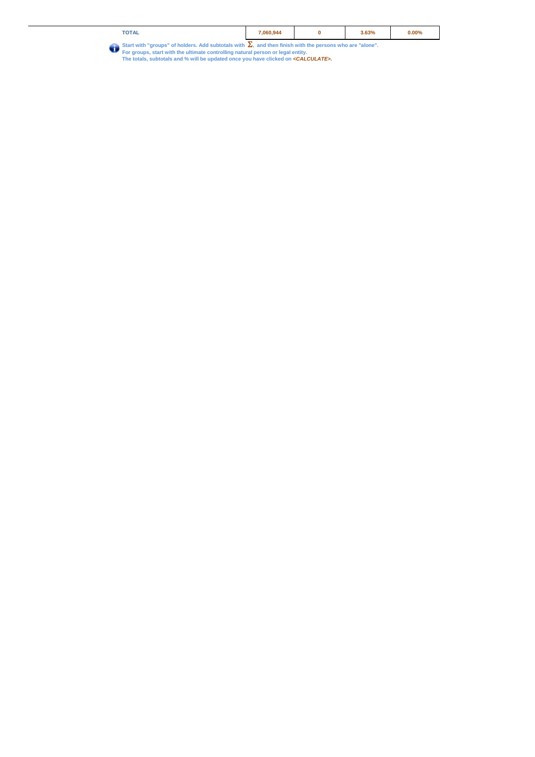| TOTAL | 7,060,944 | 0 | 3.63% | 0.00% |
|---|---|---|---|---|

Start with "groups" of holders. Add subtotals with $\Sigma$, and then finish with the persons who are "alone".
For groups, start with the ultimate controlling natural person or legal entity.
The totals, subtotals and % will be updated once you have clicked on *<CALCULATE>*.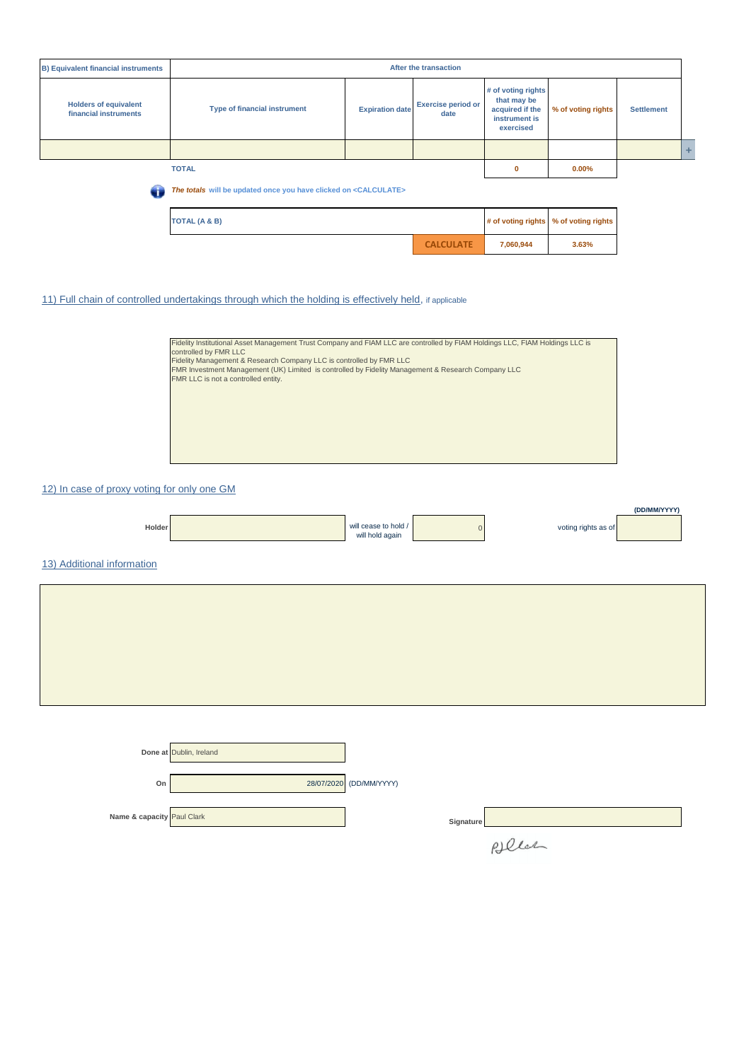| B) Equivalent financial instruments | After the transaction | | | | | |
|---|---|---|---|---|---|---|
| Holders of equivalent financial instruments | Type of financial instrument | Expiration date | Exercise period or date | # of voting rights that may be acquired if the instrument is exercised | % of voting rights | Settlement |
| | | | | | | |
| | TOTAL | | | 0 | 0.00% | |

*The totals will be updated once you have clicked on <CALCULATE>*

| TOTAL (A & B) | | # of voting rights | % of voting rights |
|---|---|---|---|
| | CALCULATE | 7,060,944 | 3.63% |

## 11) Full chain of controlled undertakings through which the holding is effectively held, if applicable

Fidelity Institutional Asset Management Trust Company and FIAM LLC are controlled by FIAM Holdings LLC, FIAM Holdings LLC is controlled by FMR LLC
Fidelity Management & Research Company LLC is controlled by FMR LLC
FMR Investment Management (UK) Limited is controlled by Fidelity Management & Research Company LLC
FMR LLC is not a controlled entity.

## 12) In case of proxy voting for only one GM

| Holder | | will cease to hold / will hold again | 0 | voting rights as of | (DD/MM/YYYY) |
|---|---|---|---|---|---|

## 13) Additional information

Done at: Dublin, Ireland

On: 28/07/2020 (DD/MM/YYYY)

Name & capacity: Paul Clark

Signature: P J Clark